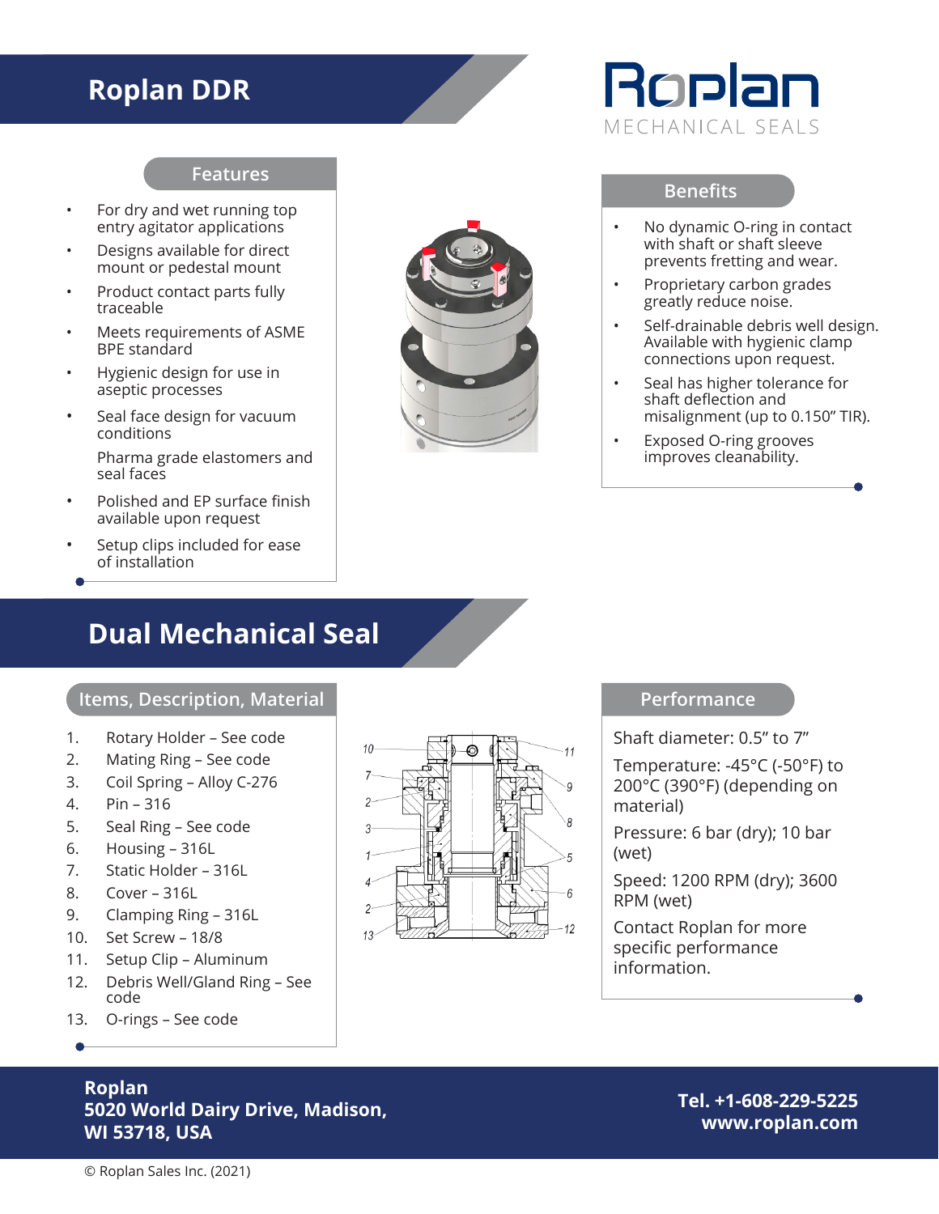# Roplan DDR

Roplan
MECHANICAL SEALS

## Features

- For dry and wet running top entry agitator applications
- Designs available for direct mount or pedestal mount
- Product contact parts fully traceable
- Meets requirements of ASME BPE standard
- Hygienic design for use in aseptic processes
- Seal face design for vacuum conditions

  Pharma grade elastomers and seal faces
- Polished and EP surface finish available upon request
- Setup clips included for ease of installation

## Benefits

- No dynamic O-ring in contact with shaft or shaft sleeve prevents fretting and wear.
- Proprietary carbon grades greatly reduce noise.
- Self-drainable debris well design. Available with hygienic clamp connections upon request.
- Seal has higher tolerance for shaft deflection and misalignment (up to 0.150" TIR).
- Exposed O-ring grooves improves cleanability.

# Dual Mechanical Seal

## Items, Description, Material

1. Rotary Holder – See code
2. Mating Ring – See code
3. Coil Spring – Alloy C-276
4. Pin – 316
5. Seal Ring – See code
6. Housing – 316L
7. Static Holder – 316L
8. Cover – 316L
9. Clamping Ring – 316L
10. Set Screw – 18/8
11. Setup Clip – Aluminum
12. Debris Well/Gland Ring – See code
13. O-rings – See code

## Performance

Shaft diameter: 0.5" to 7"

Temperature: -45°C (-50°F) to 200°C (390°F) (depending on material)

Pressure: 6 bar (dry); 10 bar (wet)

Speed: 1200 RPM (dry); 3600 RPM (wet)

Contact Roplan for more specific performance information.

**Roplan**
**5020 World Dairy Drive, Madison, WI 53718, USA**

**Tel. +1-608-229-5225**
**www.roplan.com**

© Roplan Sales Inc. (2021)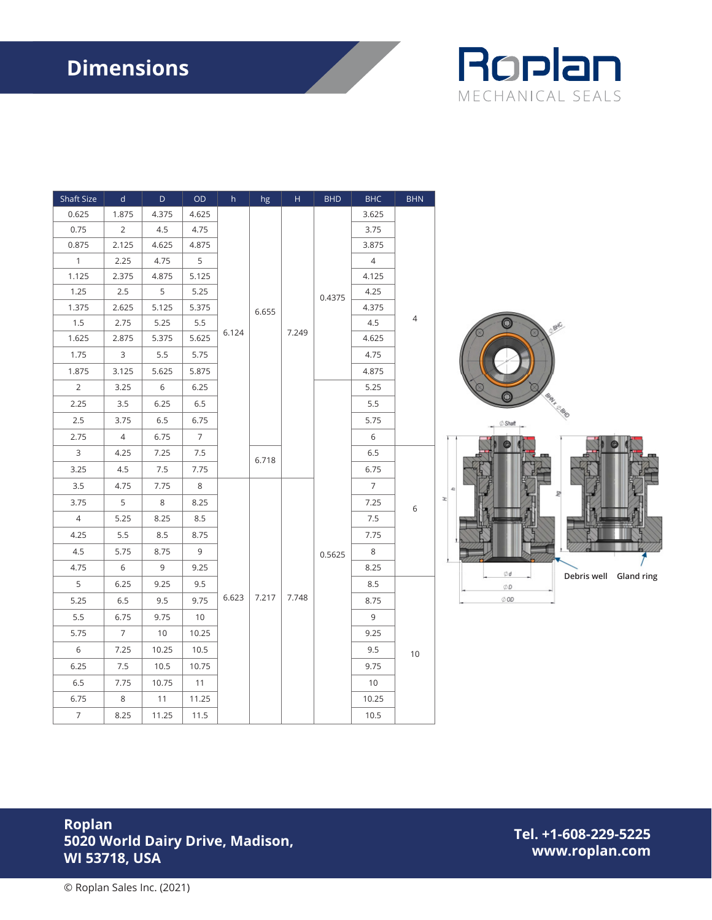# Dimensions

| Shaft Size | d | D | OD | h | hg | H | BHD | BHC | BHN |
|---|---|---|---|---|---|---|---|---|---|
| 0.625 | 1.875 | 4.375 | 4.625 | 6.124 | 6.655 | 7.249 | 0.4375 | 3.625 | 4 |
| 0.75 | 2 | 4.5 | 4.75 | 6.124 | 6.655 | 7.249 | 0.4375 | 3.75 | 4 |
| 0.875 | 2.125 | 4.625 | 4.875 | 6.124 | 6.655 | 7.249 | 0.4375 | 3.875 | 4 |
| 1 | 2.25 | 4.75 | 5 | 6.124 | 6.655 | 7.249 | 0.4375 | 4 | 4 |
| 1.125 | 2.375 | 4.875 | 5.125 | 6.124 | 6.655 | 7.249 | 0.4375 | 4.125 | 4 |
| 1.25 | 2.5 | 5 | 5.25 | 6.124 | 6.655 | 7.249 | 0.4375 | 4.25 | 4 |
| 1.375 | 2.625 | 5.125 | 5.375 | 6.124 | 6.655 | 7.249 | 0.4375 | 4.375 | 4 |
| 1.5 | 2.75 | 5.25 | 5.5 | 6.124 | 6.655 | 7.249 | 0.4375 | 4.5 | 4 |
| 1.625 | 2.875 | 5.375 | 5.625 | 6.124 | 6.655 | 7.249 | 0.4375 | 4.625 | 4 |
| 1.75 | 3 | 5.5 | 5.75 | 6.124 | 6.655 | 7.249 | 0.4375 | 4.75 | 4 |
| 1.875 | 3.125 | 5.625 | 5.875 | 6.124 | 6.655 | 7.249 | 0.4375 | 4.875 | 4 |
| 2 | 3.25 | 6 | 6.25 | 6.124 | 6.655 | 7.249 | 0.5625 | 5.25 | 4 |
| 2.25 | 3.5 | 6.25 | 6.5 | 6.124 | 6.655 | 7.249 | 0.5625 | 5.5 | 4 |
| 2.5 | 3.75 | 6.5 | 6.75 | 6.124 | 6.655 | 7.249 | 0.5625 | 5.75 | 4 |
| 2.75 | 4 | 6.75 | 7 | 6.124 | 6.655 | 7.249 | 0.5625 | 6 | 4 |
| 3 | 4.25 | 7.25 | 7.5 | 6.124 | 6.718 | 7.249 | 0.5625 | 6.5 | 6 |
| 3.25 | 4.5 | 7.5 | 7.75 | 6.124 | 6.718 | 7.249 | 0.5625 | 6.75 | 6 |
| 3.5 | 4.75 | 7.75 | 8 | 6.623 | 7.217 | 7.748 | 0.5625 | 7 | 6 |
| 3.75 | 5 | 8 | 8.25 | 6.623 | 7.217 | 7.748 | 0.5625 | 7.25 | 6 |
| 4 | 5.25 | 8.25 | 8.5 | 6.623 | 7.217 | 7.748 | 0.5625 | 7.5 | 6 |
| 4.25 | 5.5 | 8.5 | 8.75 | 6.623 | 7.217 | 7.748 | 0.5625 | 7.75 | 6 |
| 4.5 | 5.75 | 8.75 | 9 | 6.623 | 7.217 | 7.748 | 0.5625 | 8 | 6 |
| 4.75 | 6 | 9 | 9.25 | 6.623 | 7.217 | 7.748 | 0.5625 | 8.25 | 6 |
| 5 | 6.25 | 9.25 | 9.5 | 6.623 | 7.217 | 7.748 | 0.5625 | 8.5 | 10 |
| 5.25 | 6.5 | 9.5 | 9.75 | 6.623 | 7.217 | 7.748 | 0.5625 | 8.75 | 10 |
| 5.5 | 6.75 | 9.75 | 10 | 6.623 | 7.217 | 7.748 | 0.5625 | 9 | 10 |
| 5.75 | 7 | 10 | 10.25 | 6.623 | 7.217 | 7.748 | 0.5625 | 9.25 | 10 |
| 6 | 7.25 | 10.25 | 10.5 | 6.623 | 7.217 | 7.748 | 0.5625 | 9.5 | 10 |
| 6.25 | 7.5 | 10.5 | 10.75 | 6.623 | 7.217 | 7.748 | 0.5625 | 9.75 | 10 |
| 6.5 | 7.75 | 10.75 | 11 | 6.623 | 7.217 | 7.748 | 0.5625 | 10 | 10 |
| 6.75 | 8 | 11 | 11.25 | 6.623 | 7.217 | 7.748 | 0.5625 | 10.25 | 10 |
| 7 | 8.25 | 11.25 | 11.5 | 6.623 | 7.217 | 7.748 | 0.5625 | 10.5 | 10 |

Debris well    Gland ring

**Roplan**
**5020 World Dairy Drive, Madison, WI 53718, USA**

**Tel. +1-608-229-5225**
**www.roplan.com**

© Roplan Sales Inc. (2021)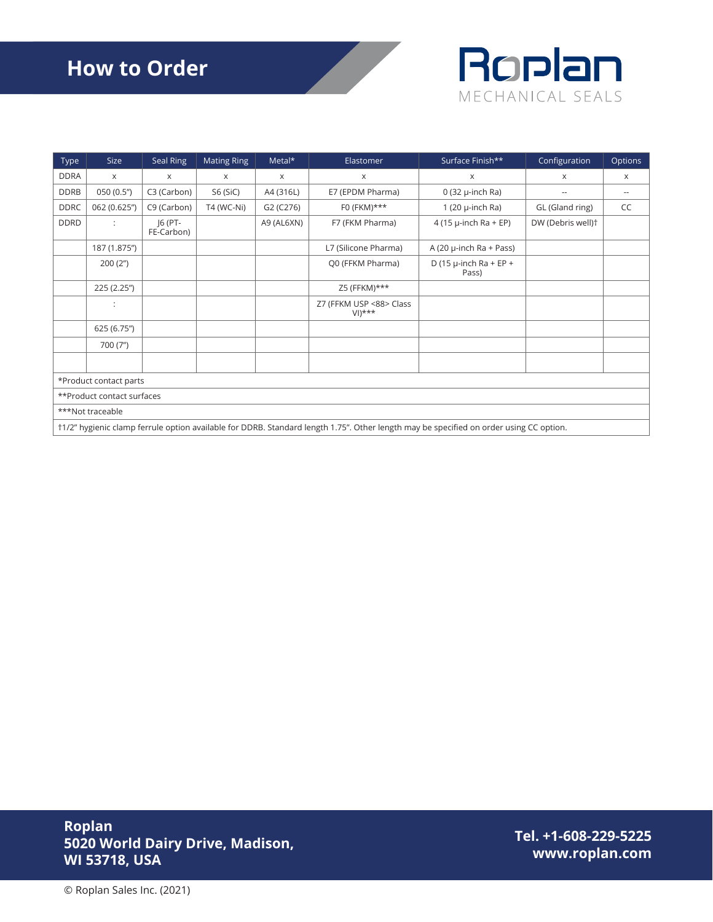# How to Order

Roplan
MECHANICAL SEALS

| Type | Size | Seal Ring | Mating Ring | Metal* | Elastomer | Surface Finish** | Configuration | Options |
|---|---|---|---|---|---|---|---|---|
| DDRA | x | x | x | x | x | x | x | x |
| DDRB | 050 (0.5") | C3 (Carbon) | S6 (SiC) | A4 (316L) | E7 (EPDM Pharma) | 0 (32 μ-inch Ra) | -- | -- |
| DDRC | 062 (0.625") | C9 (Carbon) | T4 (WC-Ni) | G2 (C276) | F0 (FKM)*** | 1 (20 μ-inch Ra) | GL (Gland ring) | CC |
| DDRD | : | J6 (PT-FE-Carbon) | | A9 (AL6XN) | F7 (FKM Pharma) | 4 (15 μ-inch Ra + EP) | DW (Debris well)† | |
| | 187 (1.875") | | | | L7 (Silicone Pharma) | A (20 μ-inch Ra + Pass) | | |
| | 200 (2") | | | | Q0 (FFKM Pharma) | D (15 μ-inch Ra + EP + Pass) | | |
| | 225 (2.25") | | | | Z5 (FFKM)*** | | | |
| | : | | | | Z7 (FFKM USP <88> Class VI)*** | | | |
| | 625 (6.75") | | | | | | | |
| | 700 (7") | | | | | | | |
| | | | | | | | | |

*Product contact parts

**Product contact surfaces

***Not traceable

†1/2" hygienic clamp ferrule option available for DDRB. Standard length 1.75". Other length may be specified on order using CC option.

**Roplan**
**5020 World Dairy Drive, Madison, WI 53718, USA**

**Tel. +1-608-229-5225**
**www.roplan.com**

© Roplan Sales Inc. (2021)